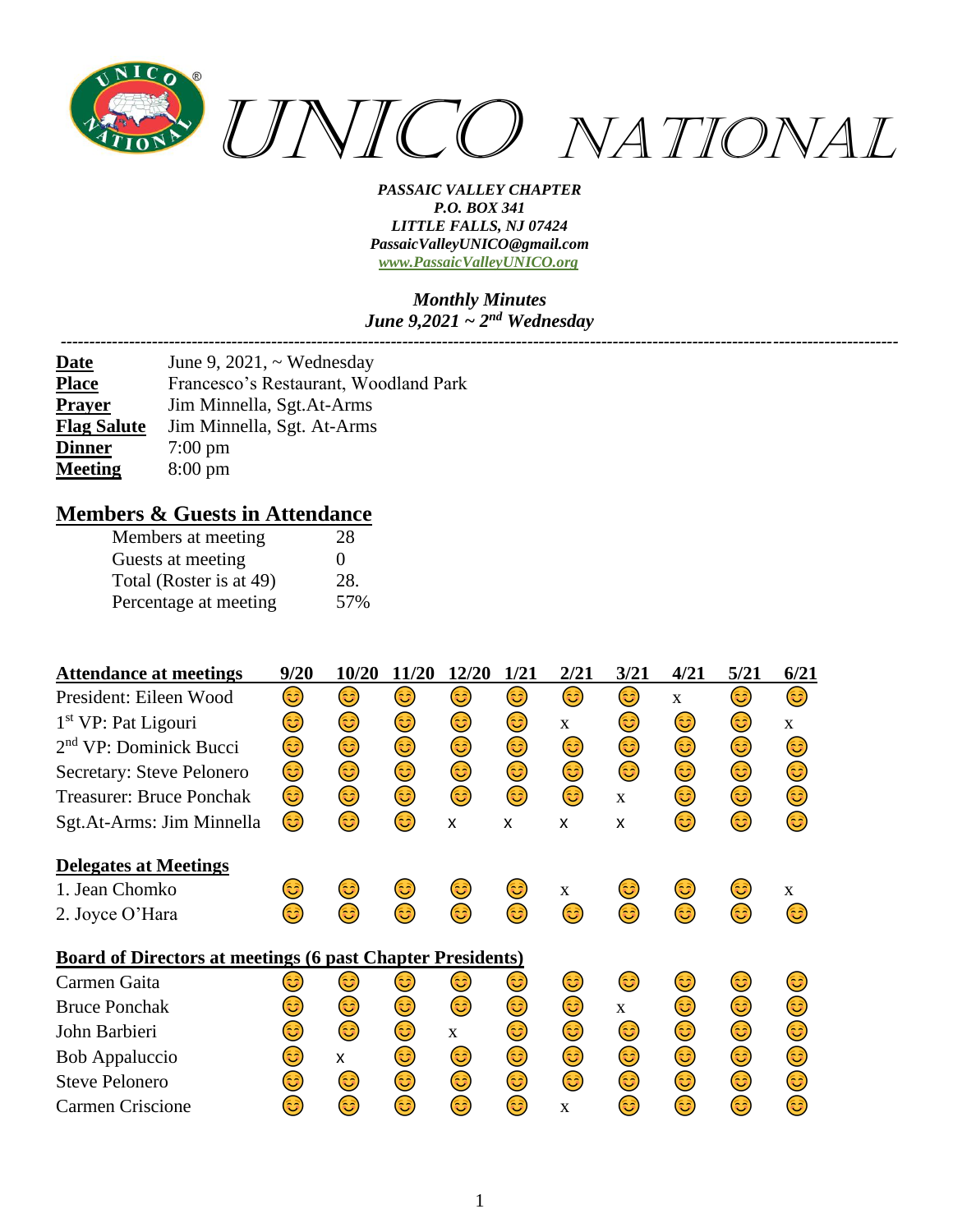# UNICO NATIONAL

***PASSAIC VALLEY CHAPTER***
***P.O. BOX 341***
***LITTLE FALLS, NJ 07424***
***PassaicValleyUNICO@gmail.com***
***www.PassaicValleyUNICO.org***

***Monthly Minutes***
***June 9,2021 ~ 2nd Wednesday***

---

| | |
|---|---|
| **Date** | June 9, 2021, ~ Wednesday |
| **Place** | Francesco's Restaurant, Woodland Park |
| **Prayer** | Jim Minnella, Sgt.At-Arms |
| **Flag Salute** | Jim Minnella, Sgt. At-Arms |
| **Dinner** | 7:00 pm |
| **Meeting** | 8:00 pm |

## Members & Guests in Attendance

| | |
|---|---|
| Members at meeting | 28 |
| Guests at meeting | 0 |
| Total (Roster is at 49) | 28. |
| Percentage at meeting | 57% |

| **Attendance at meetings** | **9/20** | **10/20** | **11/20** | **12/20** | **1/21** | **2/21** | **3/21** | **4/21** | **5/21** | **6/21** |
|---|---|---|---|---|---|---|---|---|---|---|
| President: Eileen Wood | 😊 | 😊 | 😊 | 😊 | 😊 | 😊 | 😊 | x | 😊 | 😊 |
| 1st VP: Pat Ligouri | 😊 | 😊 | 😊 | 😊 | 😊 | x | 😊 | 😊 | 😊 | x |
| 2nd VP: Dominick Bucci | 😊 | 😊 | 😊 | 😊 | 😊 | 😊 | 😊 | 😊 | 😊 | 😊 |
| Secretary: Steve Pelonero | 😊 | 😊 | 😊 | 😊 | 😊 | 😊 | 😊 | 😊 | 😊 | 😊 |
| Treasurer: Bruce Ponchak | 😊 | 😊 | 😊 | 😊 | 😊 | 😊 | x | 😊 | 😊 | 😊 |
| Sgt.At-Arms: Jim Minnella | 😊 | 😊 | 😊 | x | x | x | x | 😊 | 😊 | 😊 |
| **Delegates at Meetings** | | | | | | | | | | |
| 1. Jean Chomko | 😊 | 😊 | 😊 | 😊 | 😊 | x | 😊 | 😊 | 😊 | x |
| 2. Joyce O'Hara | 😊 | 😊 | 😊 | 😊 | 😊 | 😊 | 😊 | 😊 | 😊 | 😊 |
| **Board of Directors at meetings (6 past Chapter Presidents)** | | | | | | | | | | |
| Carmen Gaita | 😊 | 😊 | 😊 | 😊 | 😊 | 😊 | 😊 | 😊 | 😊 | 😊 |
| Bruce Ponchak | 😊 | 😊 | 😊 | 😊 | 😊 | 😊 | x | 😊 | 😊 | 😊 |
| John Barbieri | 😊 | 😊 | 😊 | x | 😊 | 😊 | 😊 | 😊 | 😊 | 😊 |
| Bob Appaluccio | 😊 | x | 😊 | 😊 | 😊 | 😊 | 😊 | 😊 | 😊 | 😊 |
| Steve Pelonero | 😊 | 😊 | 😊 | 😊 | 😊 | 😊 | 😊 | 😊 | 😊 | 😊 |
| Carmen Criscione | 😊 | 😊 | 😊 | 😊 | 😊 | x | 😊 | 😊 | 😊 | 😊 |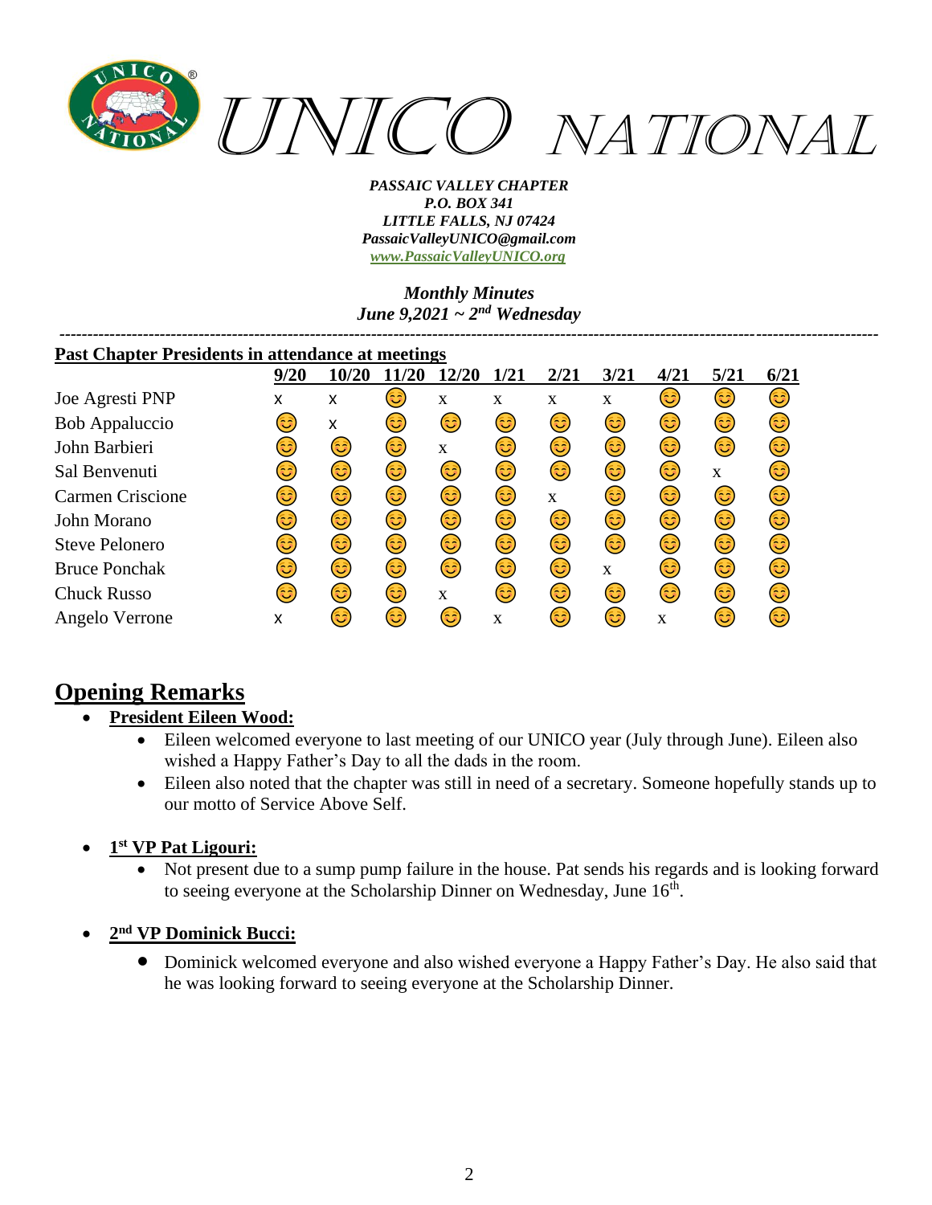# UNICO NATIONAL

***PASSAIC VALLEY CHAPTER***
***P.O. BOX 341***
***LITTLE FALLS, NJ 07424***
***PassaicValleyUNICO@gmail.com***
***www.PassaicValleyUNICO.org***

***Monthly Minutes***
***June 9,2021 ~ 2nd Wednesday***

---

**Past Chapter Presidents in attendance at meetings**

| | 9/20 | 10/20 | 11/20 | 12/20 | 1/21 | 2/21 | 3/21 | 4/21 | 5/21 | 6/21 |
|---|---|---|---|---|---|---|---|---|---|---|
| Joe Agresti PNP | x | x | 😊 | x | x | x | x | 😊 | 😊 | 😊 |
| Bob Appaluccio | 😊 | x | 😊 | 😊 | 😊 | 😊 | 😊 | 😊 | 😊 | 😊 |
| John Barbieri | 😊 | 😊 | 😊 | x | 😊 | 😊 | 😊 | 😊 | 😊 | 😊 |
| Sal Benvenuti | 😊 | 😊 | 😊 | 😊 | 😊 | 😊 | 😊 | 😊 | x | 😊 |
| Carmen Criscione | 😊 | 😊 | 😊 | 😊 | 😊 | x | 😊 | 😊 | 😊 | 😊 |
| John Morano | 😊 | 😊 | 😊 | 😊 | 😊 | 😊 | 😊 | 😊 | 😊 | 😊 |
| Steve Pelonero | 😊 | 😊 | 😊 | 😊 | 😊 | 😊 | 😊 | 😊 | 😊 | 😊 |
| Bruce Ponchak | 😊 | 😊 | 😊 | 😊 | 😊 | 😊 | x | 😊 | 😊 | 😊 |
| Chuck Russo | 😊 | 😊 | 😊 | x | 😊 | 😊 | 😊 | 😊 | 😊 | 😊 |
| Angelo Verrone | x | 😊 | 😊 | 😊 | x | 😊 | 😊 | x | 😊 | 😊 |

## Opening Remarks

- **President Eileen Wood:**
  - Eileen welcomed everyone to last meeting of our UNICO year (July through June). Eileen also wished a Happy Father's Day to all the dads in the room.
  - Eileen also noted that the chapter was still in need of a secretary. Someone hopefully stands up to our motto of Service Above Self.

- **1st VP Pat Ligouri:**
  - Not present due to a sump pump failure in the house. Pat sends his regards and is looking forward to seeing everyone at the Scholarship Dinner on Wednesday, June 16th.

- **2nd VP Dominick Bucci:**
  - Dominick welcomed everyone and also wished everyone a Happy Father's Day. He also said that he was looking forward to seeing everyone at the Scholarship Dinner.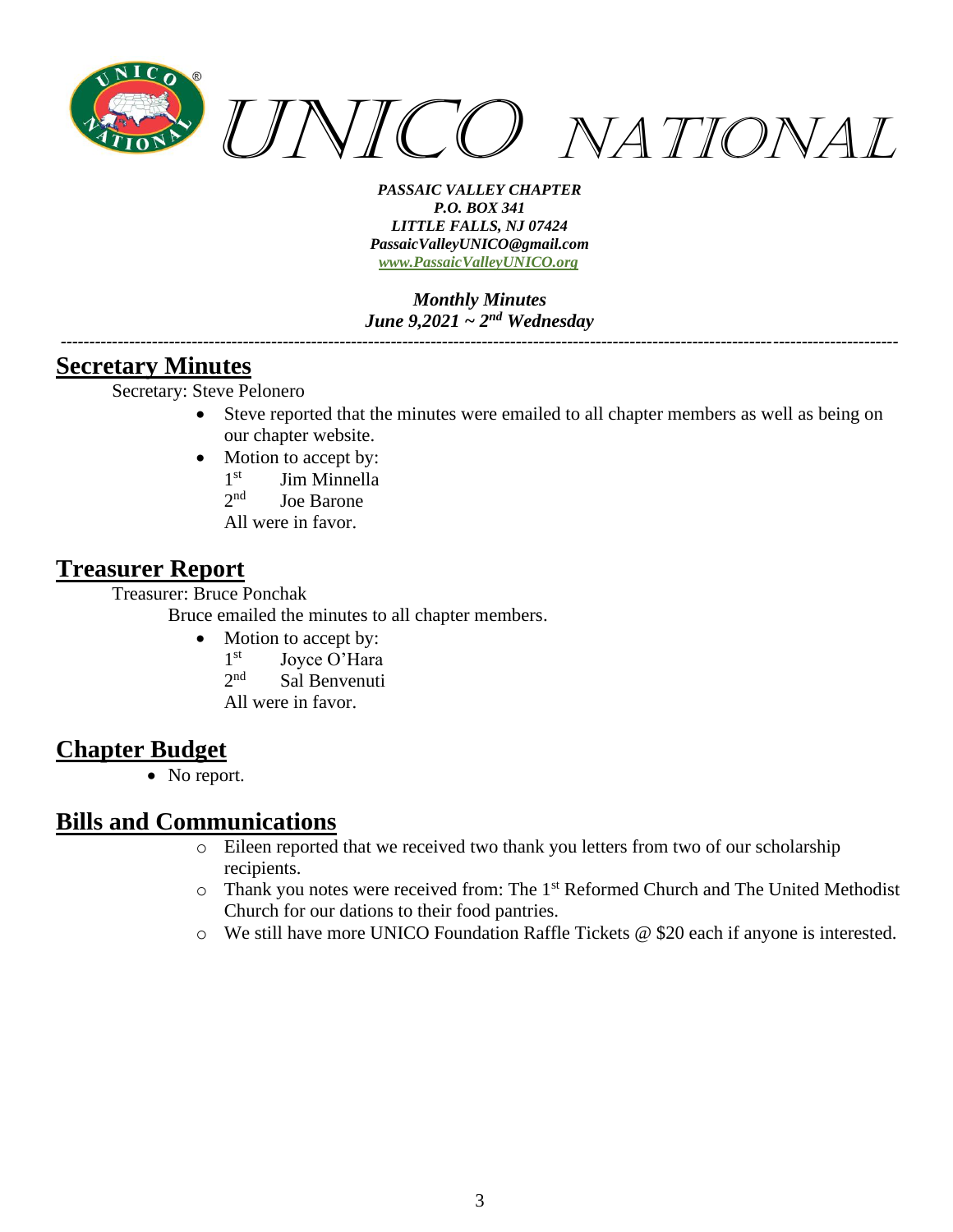# UNICO NATIONAL

***PASSAIC VALLEY CHAPTER***
***P.O. BOX 341***
***LITTLE FALLS, NJ 07424***
***PassaicValleyUNICO@gmail.com***
***www.PassaicValleyUNICO.org***

***Monthly Minutes***
***June 9,2021 ~ 2nd Wednesday***

---

## Secretary Minutes

Secretary: Steve Pelonero

- Steve reported that the minutes were emailed to all chapter members as well as being on our chapter website.
- Motion to accept by:
  1st Jim Minnella
  2nd Joe Barone
  All were in favor.

## Treasurer Report

Treasurer: Bruce Ponchak

Bruce emailed the minutes to all chapter members.

- Motion to accept by:
  1st Joyce O'Hara
  2nd Sal Benvenuti
  All were in favor.

## Chapter Budget

- No report.

## Bills and Communications

- Eileen reported that we received two thank you letters from two of our scholarship recipients.
- Thank you notes were received from: The 1st Reformed Church and The United Methodist Church for our dations to their food pantries.
- We still have more UNICO Foundation Raffle Tickets @ $20 each if anyone is interested.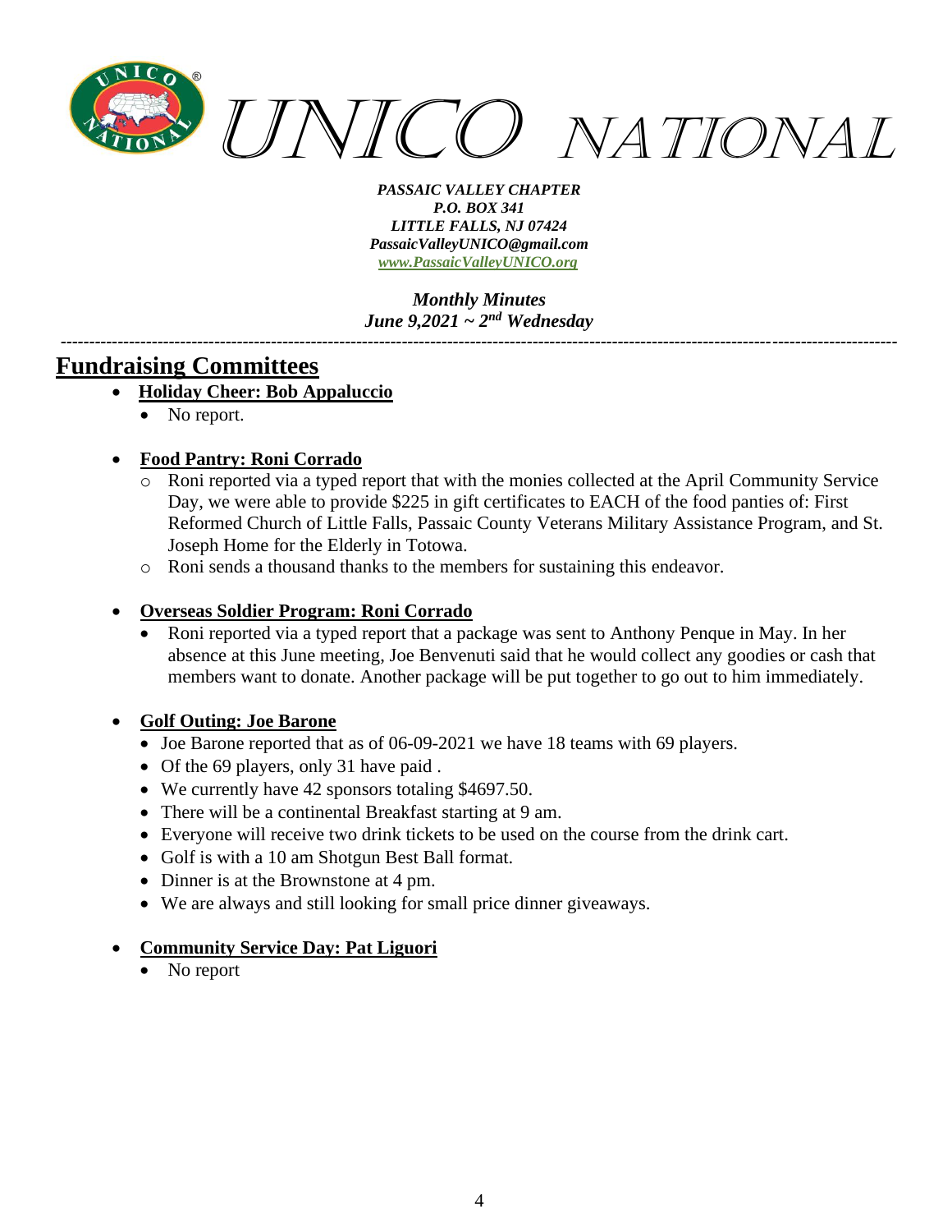# UNICO NATIONAL

***PASSAIC VALLEY CHAPTER***
***P.O. BOX 341***
***LITTLE FALLS, NJ 07424***
***PassaicValleyUNICO@gmail.com***
***www.PassaicValleyUNICO.org***

***Monthly Minutes***
***June 9,2021 ~ 2nd Wednesday***

---

## Fundraising Committees

- **Holiday Cheer: Bob Appaluccio**
  - No report.

- **Food Pantry: Roni Corrado**
  - Roni reported via a typed report that with the monies collected at the April Community Service Day, we were able to provide $225 in gift certificates to EACH of the food panties of: First Reformed Church of Little Falls, Passaic County Veterans Military Assistance Program, and St. Joseph Home for the Elderly in Totowa.
  - Roni sends a thousand thanks to the members for sustaining this endeavor.

- **Overseas Soldier Program: Roni Corrado**
  - Roni reported via a typed report that a package was sent to Anthony Penque in May. In her absence at this June meeting, Joe Benvenuti said that he would collect any goodies or cash that members want to donate. Another package will be put together to go out to him immediately.

- **Golf Outing: Joe Barone**
  - Joe Barone reported that as of 06-09-2021 we have 18 teams with 69 players.
  - Of the 69 players, only 31 have paid .
  - We currently have 42 sponsors totaling $4697.50.
  - There will be a continental Breakfast starting at 9 am.
  - Everyone will receive two drink tickets to be used on the course from the drink cart.
  - Golf is with a 10 am Shotgun Best Ball format.
  - Dinner is at the Brownstone at 4 pm.
  - We are always and still looking for small price dinner giveaways.

- **Community Service Day: Pat Liguori**
  - No report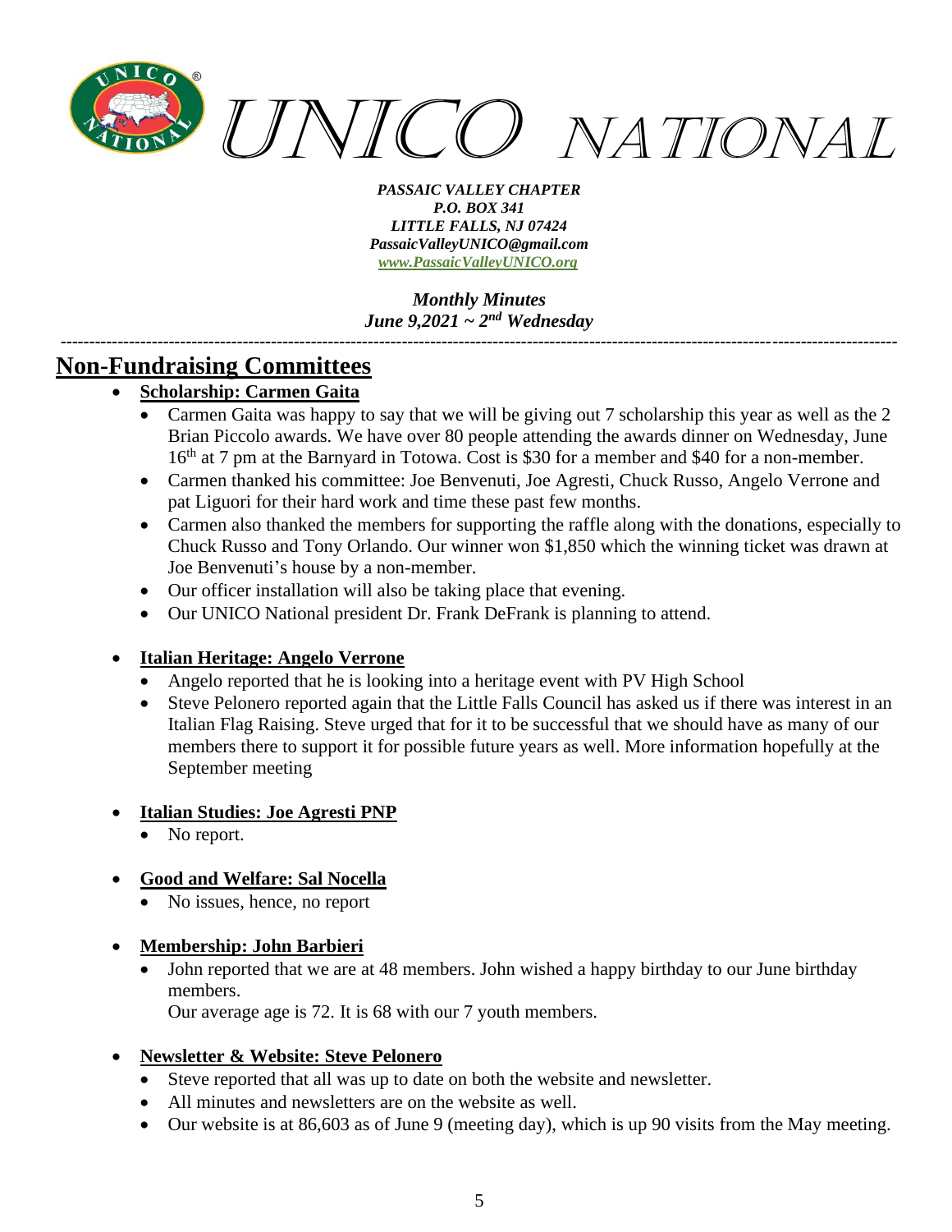# UNICO NATIONAL

*PASSAIC VALLEY CHAPTER*
*P.O. BOX 341*
*LITTLE FALLS, NJ 07424*
*PassaicValleyUNICO@gmail.com*
*www.PassaicValleyUNICO.org*

*Monthly Minutes*
*June 9,2021 ~ 2nd Wednesday*

---

## Non-Fundraising Committees

- **Scholarship: Carmen Gaita**
  - Carmen Gaita was happy to say that we will be giving out 7 scholarship this year as well as the 2 Brian Piccolo awards. We have over 80 people attending the awards dinner on Wednesday, June 16th at 7 pm at the Barnyard in Totowa. Cost is $30 for a member and $40 for a non-member.
  - Carmen thanked his committee: Joe Benvenuti, Joe Agresti, Chuck Russo, Angelo Verrone and pat Liguori for their hard work and time these past few months.
  - Carmen also thanked the members for supporting the raffle along with the donations, especially to Chuck Russo and Tony Orlando. Our winner won $1,850 which the winning ticket was drawn at Joe Benvenuti's house by a non-member.
  - Our officer installation will also be taking place that evening.
  - Our UNICO National president Dr. Frank DeFrank is planning to attend.

- **Italian Heritage: Angelo Verrone**
  - Angelo reported that he is looking into a heritage event with PV High School
  - Steve Pelonero reported again that the Little Falls Council has asked us if there was interest in an Italian Flag Raising. Steve urged that for it to be successful that we should have as many of our members there to support it for possible future years as well. More information hopefully at the September meeting

- **Italian Studies: Joe Agresti PNP**
  - No report.

- **Good and Welfare: Sal Nocella**
  - No issues, hence, no report

- **Membership: John Barbieri**
  - John reported that we are at 48 members. John wished a happy birthday to our June birthday members.
    Our average age is 72. It is 68 with our 7 youth members.

- **Newsletter & Website: Steve Pelonero**
  - Steve reported that all was up to date on both the website and newsletter.
  - All minutes and newsletters are on the website as well.
  - Our website is at 86,603 as of June 9 (meeting day), which is up 90 visits from the May meeting.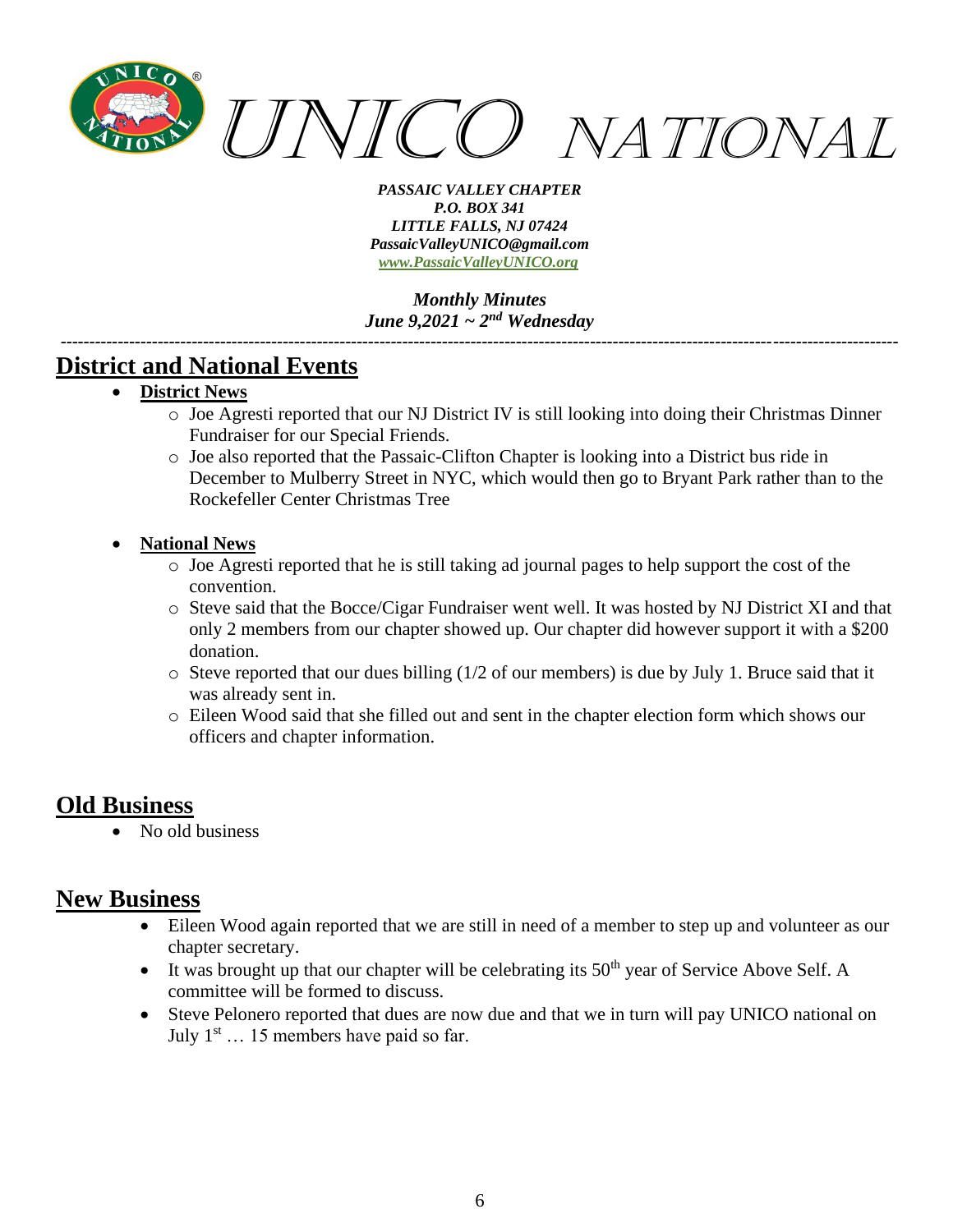## District and National Events

- **District News**
  - Joe Agresti reported that our NJ District IV is still looking into doing their Christmas Dinner Fundraiser for our Special Friends.
  - Joe also reported that the Passaic-Clifton Chapter is looking into a District bus ride in December to Mulberry Street in NYC, which would then go to Bryant Park rather than to the Rockefeller Center Christmas Tree

- **National News**
  - Joe Agresti reported that he is still taking ad journal pages to help support the cost of the convention.
  - Steve said that the Bocce/Cigar Fundraiser went well. It was hosted by NJ District XI and that only 2 members from our chapter showed up. Our chapter did however support it with a $200 donation.
  - Steve reported that our dues billing (1/2 of our members) is due by July 1. Bruce said that it was already sent in.
  - Eileen Wood said that she filled out and sent in the chapter election form which shows our officers and chapter information.

## Old Business

- No old business

## New Business

- Eileen Wood again reported that we are still in need of a member to step up and volunteer as our chapter secretary.
- It was brought up that our chapter will be celebrating its 50th year of Service Above Self. A committee will be formed to discuss.
- Steve Pelonero reported that dues are now due and that we in turn will pay UNICO national on July 1st … 15 members have paid so far.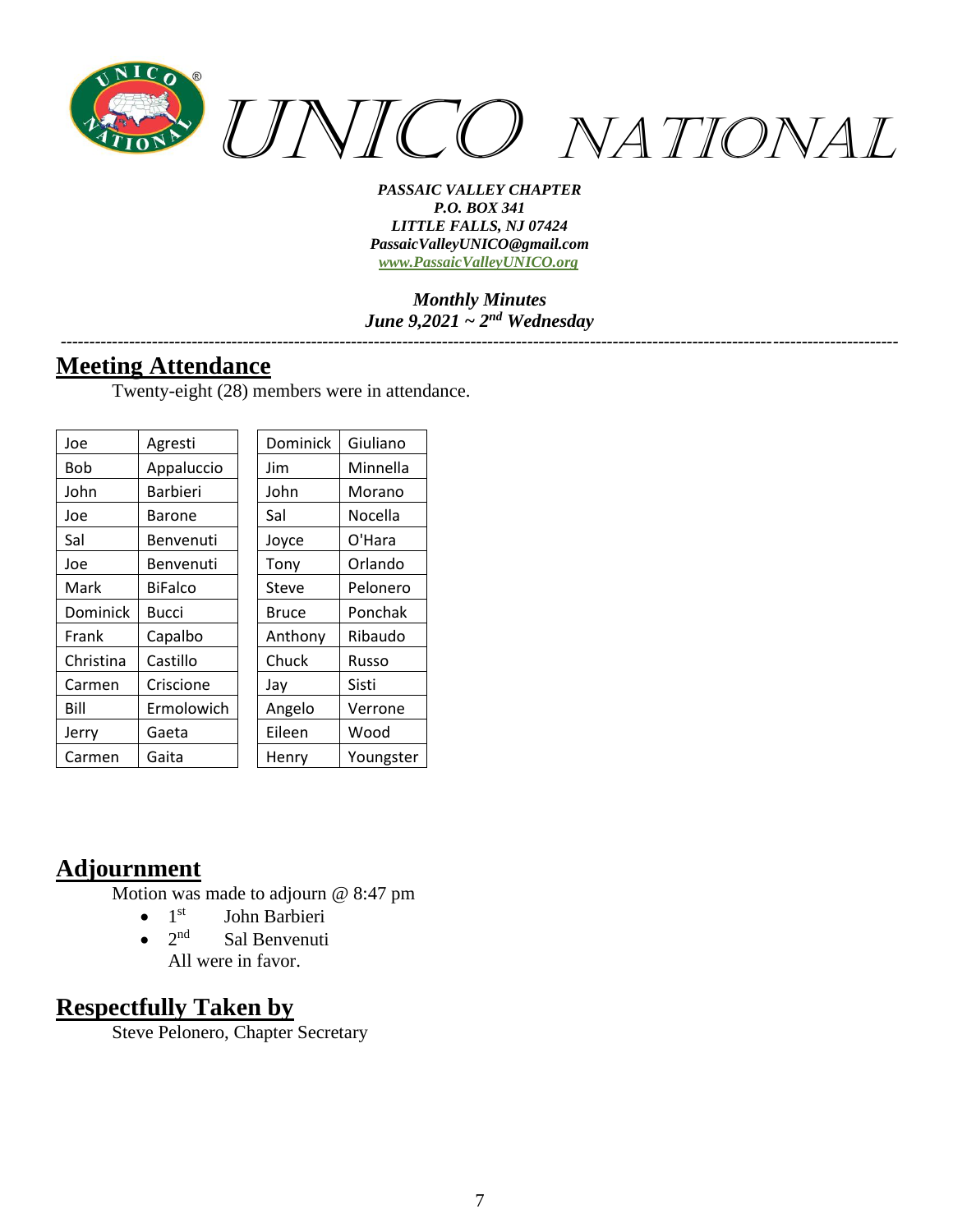UNICO NATIONAL

***PASSAIC VALLEY CHAPTER***
***P.O. BOX 341***
***LITTLE FALLS, NJ 07424***
***PassaicValleyUNICO@gmail.com***
***www.PassaicValleyUNICO.org***

***Monthly Minutes***
***June 9,2021 ~ 2nd Wednesday***

---

## Meeting Attendance

Twenty-eight (28) members were in attendance.

| | | | |
|---|---|---|---|
| Joe | Agresti | Dominick | Giuliano |
| Bob | Appaluccio | Jim | Minnella |
| John | Barbieri | John | Morano |
| Joe | Barone | Sal | Nocella |
| Sal | Benvenuti | Joyce | O'Hara |
| Joe | Benvenuti | Tony | Orlando |
| Mark | BiFalco | Steve | Pelonero |
| Dominick | Bucci | Bruce | Ponchak |
| Frank | Capalbo | Anthony | Ribaudo |
| Christina | Castillo | Chuck | Russo |
| Carmen | Criscione | Jay | Sisti |
| Bill | Ermolowich | Angelo | Verrone |
| Jerry | Gaeta | Eileen | Wood |
| Carmen | Gaita | Henry | Youngster |

## Adjournment

Motion was made to adjourn @ 8:47 pm

- 1st John Barbieri
- 2nd Sal Benvenuti

All were in favor.

## Respectfully Taken by

Steve Pelonero, Chapter Secretary